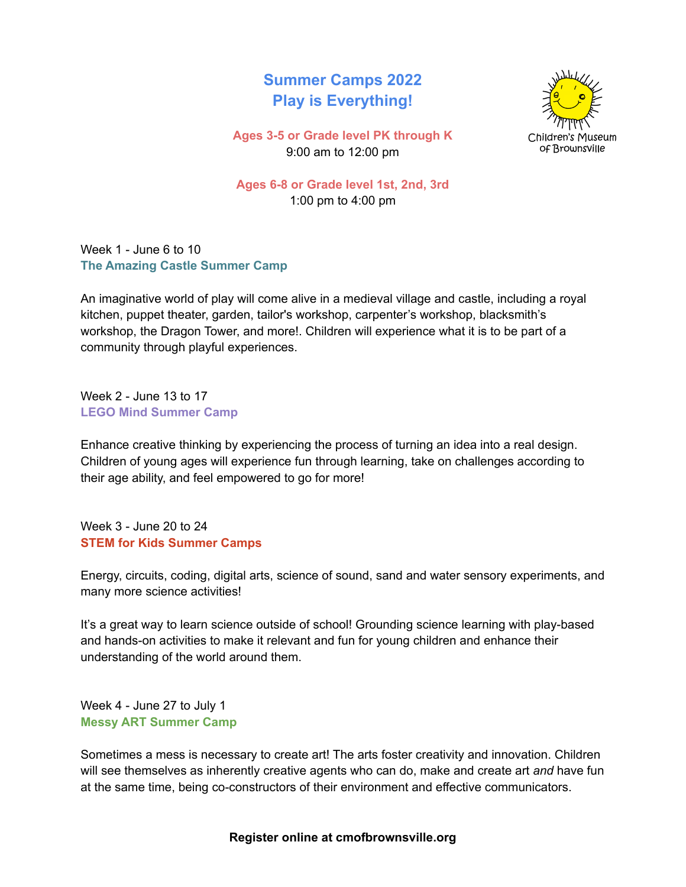# Summer Camps 2022
# Play is Everything!

Children's Museum of Brownsville

**Ages 3-5 or Grade level PK through K**
9:00 am to 12:00 pm

**Ages 6-8 or Grade level 1st, 2nd, 3rd**
1:00 pm to 4:00 pm

Week 1 - June 6 to 10
### The Amazing Castle Summer Camp

An imaginative world of play will come alive in a medieval village and castle, including a royal kitchen, puppet theater, garden, tailor's workshop, carpenter's workshop, blacksmith's workshop, the Dragon Tower, and more!. Children will experience what it is to be part of a community through playful experiences.

Week 2 - June 13 to 17
### LEGO Mind Summer Camp

Enhance creative thinking by experiencing the process of turning an idea into a real design. Children of young ages will experience fun through learning, take on challenges according to their age ability, and feel empowered to go for more!

Week 3 - June 20 to 24
### STEM for Kids Summer Camps

Energy, circuits, coding, digital arts, science of sound, sand and water sensory experiments, and many more science activities!

It's a great way to learn science outside of school! Grounding science learning with play-based and hands-on activities to make it relevant and fun for young children and enhance their understanding of the world around them.

Week 4 - June 27 to July 1
### Messy ART Summer Camp

Sometimes a mess is necessary to create art! The arts foster creativity and innovation. Children will see themselves as inherently creative agents who can do, make and create art *and* have fun at the same time, being co-constructors of their environment and effective communicators.

**Register online at cmofbrownsville.org**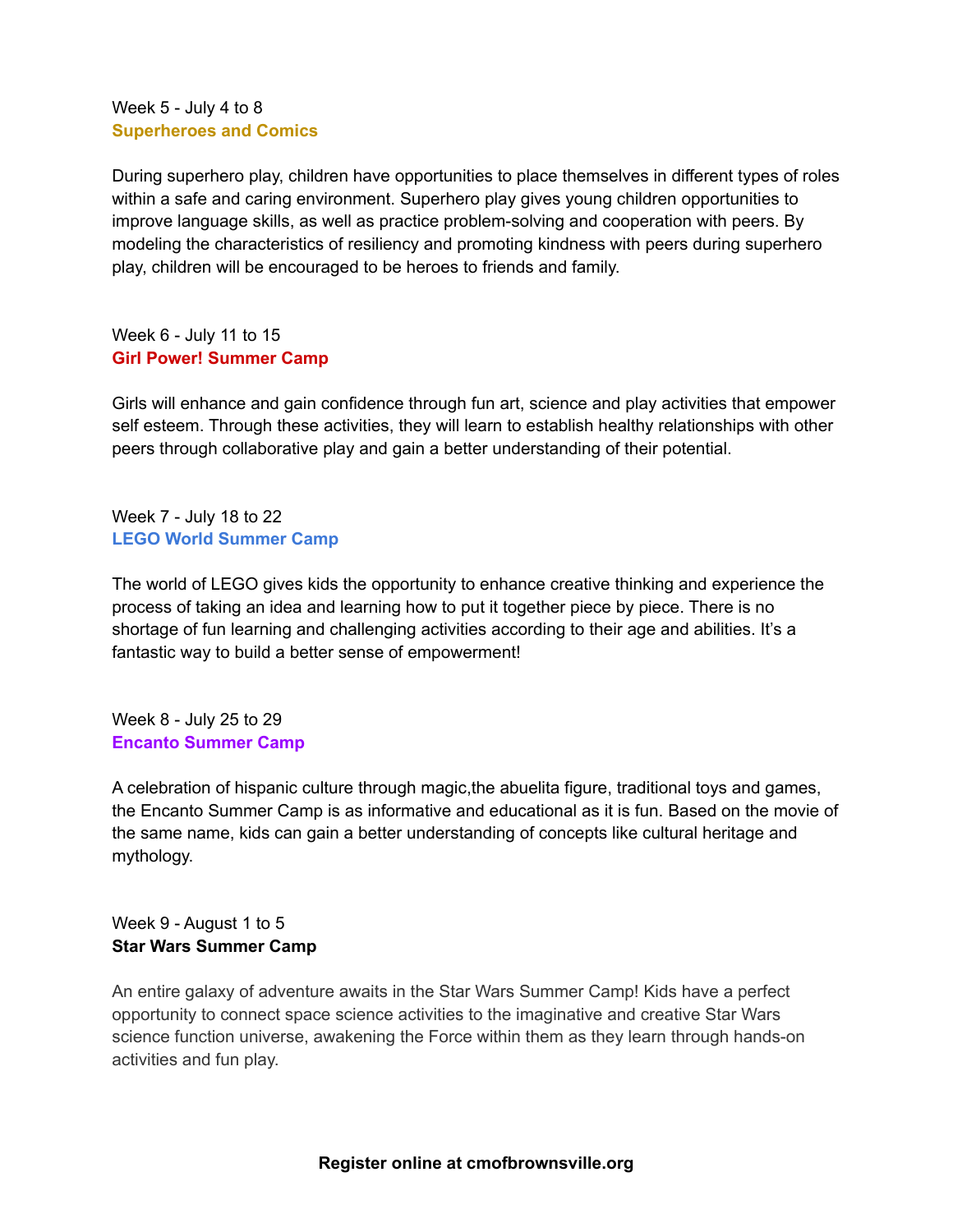Week 5 - July 4 to 8
**Superheroes and Comics**

During superhero play, children have opportunities to place themselves in different types of roles within a safe and caring environment. Superhero play gives young children opportunities to improve language skills, as well as practice problem-solving and cooperation with peers. By modeling the characteristics of resiliency and promoting kindness with peers during superhero play, children will be encouraged to be heroes to friends and family.

Week 6 - July 11 to 15
**Girl Power! Summer Camp**

Girls will enhance and gain confidence through fun art, science and play activities that empower self esteem. Through these activities, they will learn to establish healthy relationships with other peers through collaborative play and gain a better understanding of their potential.

Week 7 - July 18 to 22
**LEGO World Summer Camp**

The world of LEGO gives kids the opportunity to enhance creative thinking and experience the process of taking an idea and learning how to put it together piece by piece. There is no shortage of fun learning and challenging activities according to their age and abilities. It's a fantastic way to build a better sense of empowerment!

Week 8 - July 25 to 29
**Encanto Summer Camp**

A celebration of hispanic culture through magic,the abuelita figure, traditional toys and games, the Encanto Summer Camp is as informative and educational as it is fun. Based on the movie of the same name, kids can gain a better understanding of concepts like cultural heritage and mythology.

Week 9 - August 1 to 5
**Star Wars Summer Camp**

An entire galaxy of adventure awaits in the Star Wars Summer Camp! Kids have a perfect opportunity to connect space science activities to the imaginative and creative Star Wars science function universe, awakening the Force within them as they learn through hands-on activities and fun play.

**Register online at cmofbrownsville.org**